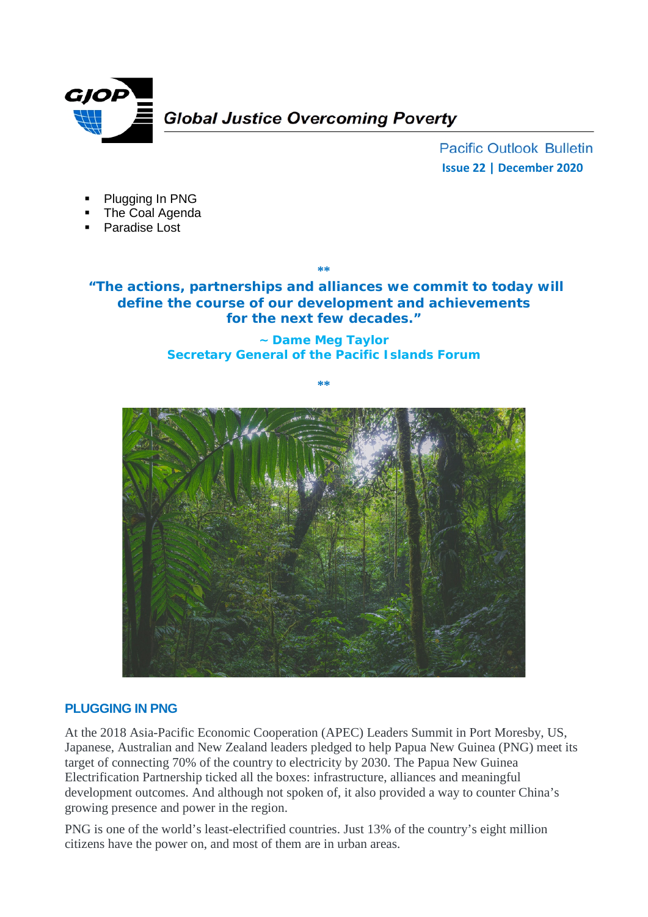**Global Justice Overcoming Poverty**

Pacific Outlook Bulletin

**Issue 22 | December 2020**

- Plugging In PNG
- The Coal Agenda
- Paradise Lost

**

**"The actions, partnerships and alliances we commit to today will define the course of our development and achievements for the next few decades."**

**~ Dame Meg Taylor**
**Secretary General of the Pacific Islands Forum**

**

## PLUGGING IN PNG

At the 2018 Asia-Pacific Economic Cooperation (APEC) Leaders Summit in Port Moresby, US, Japanese, Australian and New Zealand leaders pledged to help Papua New Guinea (PNG) meet its target of connecting 70% of the country to electricity by 2030. The Papua New Guinea Electrification Partnership ticked all the boxes: infrastructure, alliances and meaningful development outcomes. And although not spoken of, it also provided a way to counter China's growing presence and power in the region.

PNG is one of the world's least-electrified countries. Just 13% of the country's eight million citizens have the power on, and most of them are in urban areas.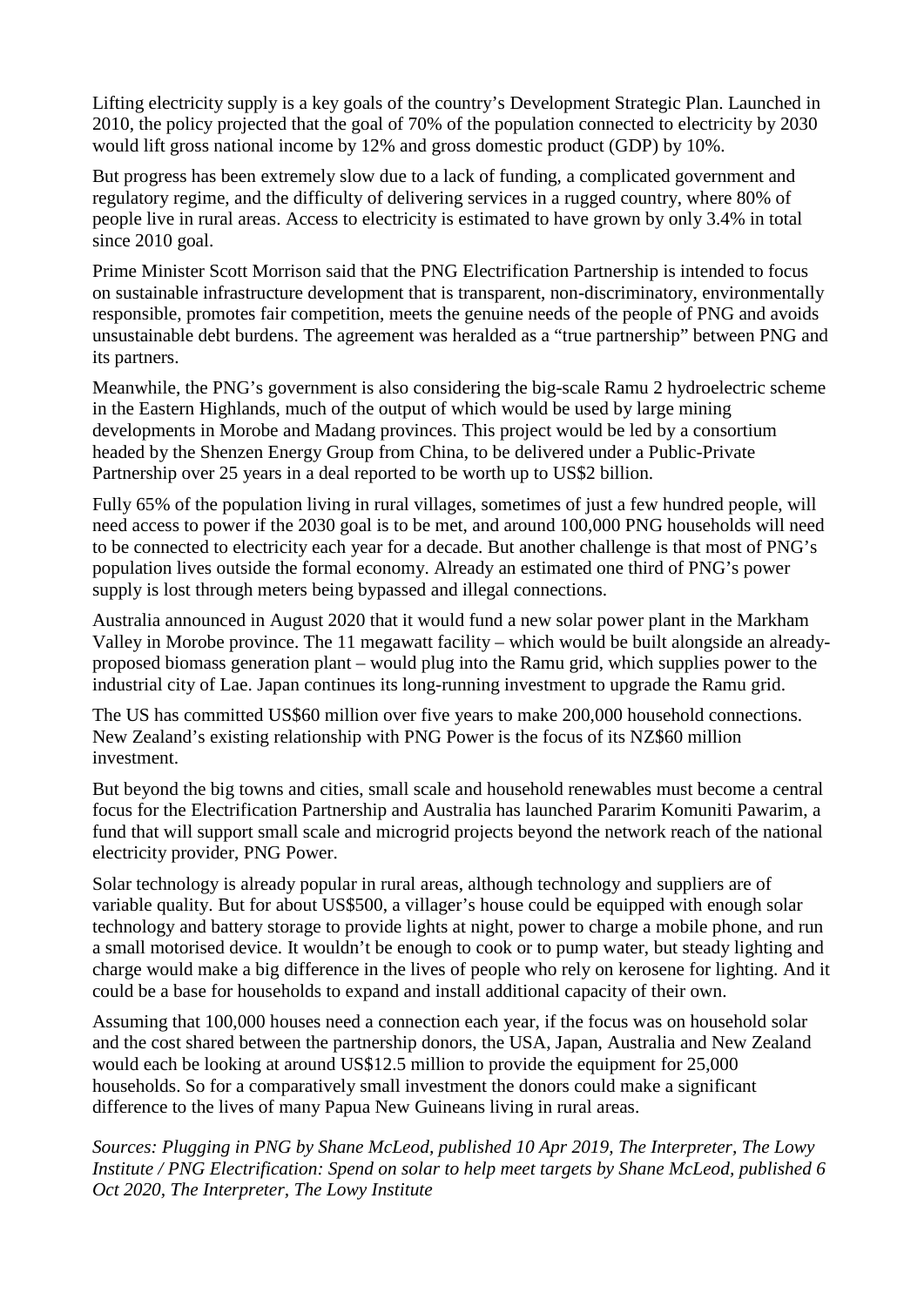Lifting electricity supply is a key goals of the country's Development Strategic Plan. Launched in 2010, the policy projected that the goal of 70% of the population connected to electricity by 2030 would lift gross national income by 12% and gross domestic product (GDP) by 10%.

But progress has been extremely slow due to a lack of funding, a complicated government and regulatory regime, and the difficulty of delivering services in a rugged country, where 80% of people live in rural areas. Access to electricity is estimated to have grown by only 3.4% in total since 2010 goal.

Prime Minister Scott Morrison said that the PNG Electrification Partnership is intended to focus on sustainable infrastructure development that is transparent, non-discriminatory, environmentally responsible, promotes fair competition, meets the genuine needs of the people of PNG and avoids unsustainable debt burdens. The agreement was heralded as a "true partnership" between PNG and its partners.

Meanwhile, the PNG's government is also considering the big-scale Ramu 2 hydroelectric scheme in the Eastern Highlands, much of the output of which would be used by large mining developments in Morobe and Madang provinces. This project would be led by a consortium headed by the Shenzen Energy Group from China, to be delivered under a Public-Private Partnership over 25 years in a deal reported to be worth up to US$2 billion.

Fully 65% of the population living in rural villages, sometimes of just a few hundred people, will need access to power if the 2030 goal is to be met, and around 100,000 PNG households will need to be connected to electricity each year for a decade. But another challenge is that most of PNG's population lives outside the formal economy. Already an estimated one third of PNG's power supply is lost through meters being bypassed and illegal connections.

Australia announced in August 2020 that it would fund a new solar power plant in the Markham Valley in Morobe province. The 11 megawatt facility – which would be built alongside an already-proposed biomass generation plant – would plug into the Ramu grid, which supplies power to the industrial city of Lae. Japan continues its long-running investment to upgrade the Ramu grid.

The US has committed US$60 million over five years to make 200,000 household connections. New Zealand's existing relationship with PNG Power is the focus of its NZ$60 million investment.

But beyond the big towns and cities, small scale and household renewables must become a central focus for the Electrification Partnership and Australia has launched Pararim Komuniti Pawarim, a fund that will support small scale and microgrid projects beyond the network reach of the national electricity provider, PNG Power.

Solar technology is already popular in rural areas, although technology and suppliers are of variable quality. But for about US$500, a villager's house could be equipped with enough solar technology and battery storage to provide lights at night, power to charge a mobile phone, and run a small motorised device. It wouldn't be enough to cook or to pump water, but steady lighting and charge would make a big difference in the lives of people who rely on kerosene for lighting. And it could be a base for households to expand and install additional capacity of their own.

Assuming that 100,000 houses need a connection each year, if the focus was on household solar and the cost shared between the partnership donors, the USA, Japan, Australia and New Zealand would each be looking at around US$12.5 million to provide the equipment for 25,000 households. So for a comparatively small investment the donors could make a significant difference to the lives of many Papua New Guineans living in rural areas.

*Sources: Plugging in PNG by Shane McLeod, published 10 Apr 2019, The Interpreter, The Lowy Institute / PNG Electrification: Spend on solar to help meet targets by Shane McLeod, published 6 Oct 2020, The Interpreter, The Lowy Institute*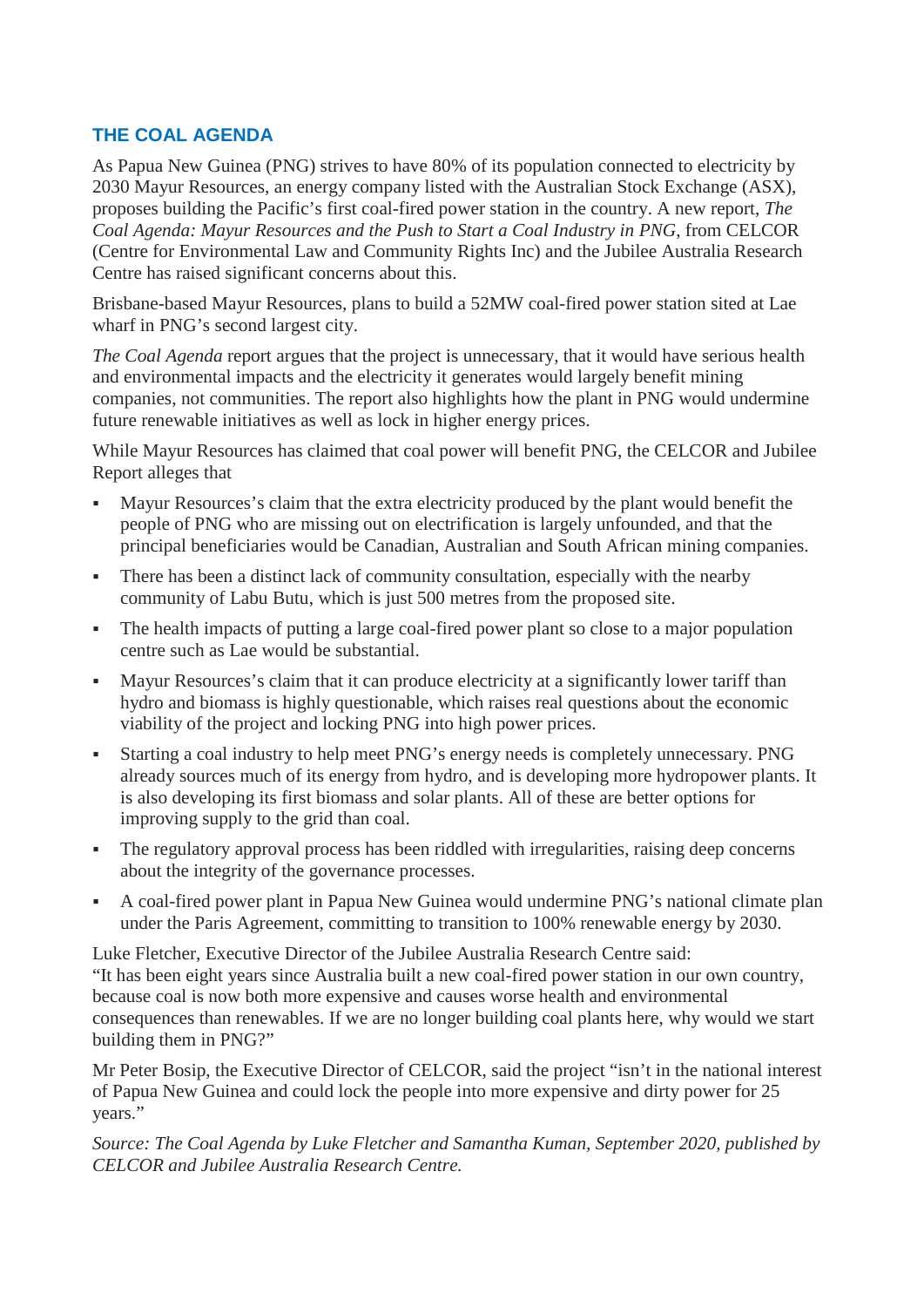## THE COAL AGENDA

As Papua New Guinea (PNG) strives to have 80% of its population connected to electricity by 2030 Mayur Resources, an energy company listed with the Australian Stock Exchange (ASX), proposes building the Pacific's first coal-fired power station in the country. A new report, *The Coal Agenda: Mayur Resources and the Push to Start a Coal Industry in PNG*, from CELCOR (Centre for Environmental Law and Community Rights Inc) and the Jubilee Australia Research Centre has raised significant concerns about this.

Brisbane-based Mayur Resources, plans to build a 52MW coal-fired power station sited at Lae wharf in PNG's second largest city.

*The Coal Agenda* report argues that the project is unnecessary, that it would have serious health and environmental impacts and the electricity it generates would largely benefit mining companies, not communities. The report also highlights how the plant in PNG would undermine future renewable initiatives as well as lock in higher energy prices.

While Mayur Resources has claimed that coal power will benefit PNG, the CELCOR and Jubilee Report alleges that

- Mayur Resources's claim that the extra electricity produced by the plant would benefit the people of PNG who are missing out on electrification is largely unfounded, and that the principal beneficiaries would be Canadian, Australian and South African mining companies.
- There has been a distinct lack of community consultation, especially with the nearby community of Labu Butu, which is just 500 metres from the proposed site.
- The health impacts of putting a large coal-fired power plant so close to a major population centre such as Lae would be substantial.
- Mayur Resources's claim that it can produce electricity at a significantly lower tariff than hydro and biomass is highly questionable, which raises real questions about the economic viability of the project and locking PNG into high power prices.
- Starting a coal industry to help meet PNG's energy needs is completely unnecessary. PNG already sources much of its energy from hydro, and is developing more hydropower plants. It is also developing its first biomass and solar plants. All of these are better options for improving supply to the grid than coal.
- The regulatory approval process has been riddled with irregularities, raising deep concerns about the integrity of the governance processes.
- A coal-fired power plant in Papua New Guinea would undermine PNG's national climate plan under the Paris Agreement, committing to transition to 100% renewable energy by 2030.

Luke Fletcher, Executive Director of the Jubilee Australia Research Centre said:
"It has been eight years since Australia built a new coal-fired power station in our own country, because coal is now both more expensive and causes worse health and environmental consequences than renewables. If we are no longer building coal plants here, why would we start building them in PNG?"

Mr Peter Bosip, the Executive Director of CELCOR, said the project "isn't in the national interest of Papua New Guinea and could lock the people into more expensive and dirty power for 25 years."

*Source: The Coal Agenda by Luke Fletcher and Samantha Kuman, September 2020, published by CELCOR and Jubilee Australia Research Centre.*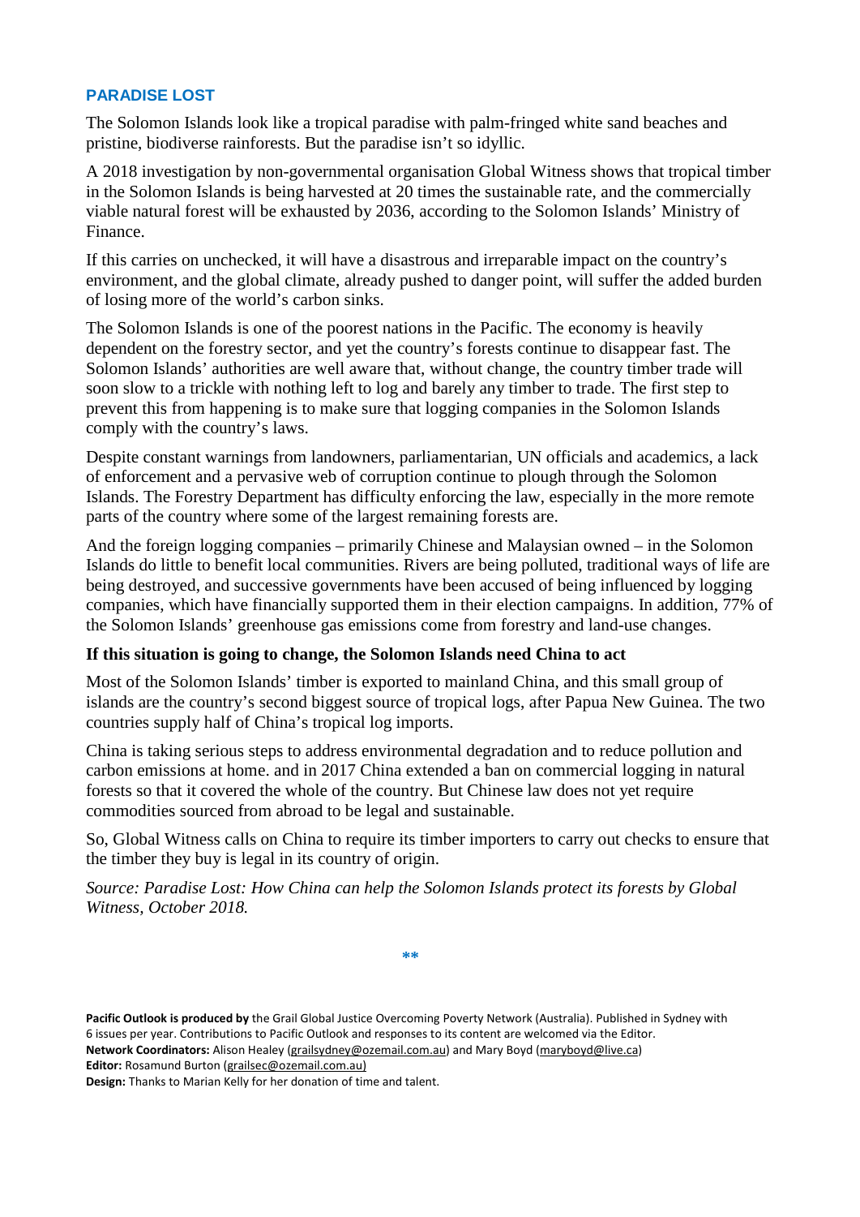## PARADISE LOST

The Solomon Islands look like a tropical paradise with palm-fringed white sand beaches and pristine, biodiverse rainforests. But the paradise isn't so idyllic.

A 2018 investigation by non-governmental organisation Global Witness shows that tropical timber in the Solomon Islands is being harvested at 20 times the sustainable rate, and the commercially viable natural forest will be exhausted by 2036, according to the Solomon Islands' Ministry of Finance.

If this carries on unchecked, it will have a disastrous and irreparable impact on the country's environment, and the global climate, already pushed to danger point, will suffer the added burden of losing more of the world's carbon sinks.

The Solomon Islands is one of the poorest nations in the Pacific. The economy is heavily dependent on the forestry sector, and yet the country's forests continue to disappear fast. The Solomon Islands' authorities are well aware that, without change, the country timber trade will soon slow to a trickle with nothing left to log and barely any timber to trade. The first step to prevent this from happening is to make sure that logging companies in the Solomon Islands comply with the country's laws.

Despite constant warnings from landowners, parliamentarian, UN officials and academics, a lack of enforcement and a pervasive web of corruption continue to plough through the Solomon Islands. The Forestry Department has difficulty enforcing the law, especially in the more remote parts of the country where some of the largest remaining forests are.

And the foreign logging companies – primarily Chinese and Malaysian owned – in the Solomon Islands do little to benefit local communities. Rivers are being polluted, traditional ways of life are being destroyed, and successive governments have been accused of being influenced by logging companies, which have financially supported them in their election campaigns. In addition, 77% of the Solomon Islands' greenhouse gas emissions come from forestry and land-use changes.

**If this situation is going to change, the Solomon Islands need China to act**

Most of the Solomon Islands' timber is exported to mainland China, and this small group of islands are the country's second biggest source of tropical logs, after Papua New Guinea. The two countries supply half of China's tropical log imports.

China is taking serious steps to address environmental degradation and to reduce pollution and carbon emissions at home. and in 2017 China extended a ban on commercial logging in natural forests so that it covered the whole of the country. But Chinese law does not yet require commodities sourced from abroad to be legal and sustainable.

So, Global Witness calls on China to require its timber importers to carry out checks to ensure that the timber they buy is legal in its country of origin.

*Source: Paradise Lost: How China can help the Solomon Islands protect its forests by Global Witness, October 2018.*

**

**Pacific Outlook is produced by** the Grail Global Justice Overcoming Poverty Network (Australia). Published in Sydney with 6 issues per year. Contributions to Pacific Outlook and responses to its content are welcomed via the Editor.
**Network Coordinators:** Alison Healey (grailsydney@ozemail.com.au) and Mary Boyd (maryboyd@live.ca)
**Editor:** Rosamund Burton (grailsec@ozemail.com.au)
**Design:** Thanks to Marian Kelly for her donation of time and talent.